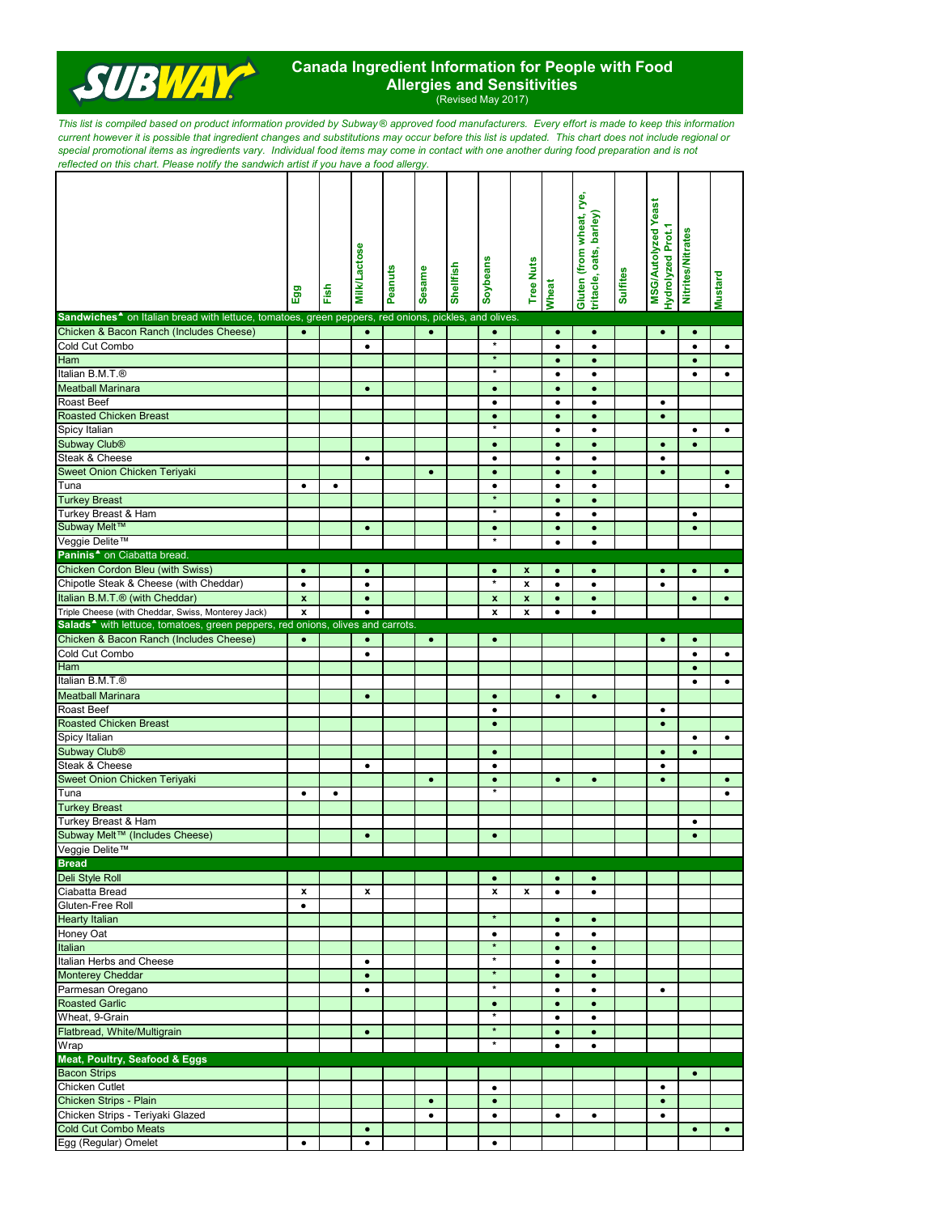# Canada Ingredient Information for People with Food Allergies and Sensitivities

(Revised May 2017)

*This list is compiled based on product information provided by Subway® approved food manufacturers. Every effort is made to keep this information current however it is possible that ingredient changes and substitutions may occur before this list is updated. This chart does not include regional or special promotional items as ingredients vary. Individual food items may come in contact with one another during food preparation and is not reflected on this chart. Please notify the sandwich artist if you have a food allergy.*

| | Egg | Fish | Milk/Lactose | Peanuts | Sesame | Shellfish | Soybeans | Tree Nuts | Wheat | Gluten (from wheat, rye, triticale, oats, barley) | Sulfites | MSG/Autolyzed Yeast Hydrolyzed Prot.1 | Nitrites/Nitrates | Mustard |
|---|---|---|---|---|---|---|---|---|---|---|---|---|---|---|
| **Sandwiches^ on Italian bread with lettuce, tomatoes, green peppers, red onions, pickles, and olives.** | | | | | | | | | | | | | | |
| Chicken & Bacon Ranch (Includes Cheese) | • | | • | | • | | • | | • | • | | • | • | |
| Cold Cut Combo | | | • | | | | * | | • | • | | | • | • |
| Ham | | | | | | | * | | • | • | | | • | |
| Italian B.M.T.® | | | | | | | * | | • | • | | | • | • |
| Meatball Marinara | | | • | | | | • | | • | • | | | | |
| Roast Beef | | | | | | | • | | • | • | | • | | |
| Roasted Chicken Breast | | | | | | | • | | • | • | | • | | |
| Spicy Italian | | | | | | | * | | • | • | | | • | • |
| Subway Club® | | | | | | | • | | • | • | | • | • | |
| Steak & Cheese | | | • | | | | • | | • | • | | • | | |
| Sweet Onion Chicken Teriyaki | | | | | • | | • | | • | • | | • | | • |
| Tuna | • | • | | | | | • | | • | • | | | | • |
| Turkey Breast | | | | | | | * | | • | • | | | | |
| Turkey Breast & Ham | | | | | | | * | | • | • | | | • | |
| Subway Melt™ | | | • | | | | • | | • | • | | | • | |
| Veggie Delite™ | | | | | | | * | | • | • | | | | |
| **Paninis^ on Ciabatta bread.** | | | | | | | | | | | | | | |
| Chicken Cordon Bleu (with Swiss) | • | | • | | | | • | x | • | • | | • | • | • |
| Chipotle Steak & Cheese (with Cheddar) | • | | • | | | | * | x | • | • | | • | | |
| Italian B.M.T.® (with Cheddar) | x | | • | | | | x | x | • | • | | | • | • |
| Triple Cheese (with Cheddar, Swiss, Monterey Jack) | x | | • | | | | x | x | • | • | | | | |
| **Salads^ with lettuce, tomatoes, green peppers, red onions, olives and carrots.** | | | | | | | | | | | | | | |
| Chicken & Bacon Ranch (Includes Cheese) | • | | • | | • | | • | | | | | • | • | |
| Cold Cut Combo | | | • | | | | | | | | | | • | • |
| Ham | | | | | | | | | | | | | • | |
| Italian B.M.T.® | | | | | | | | | | | | | • | • |
| Meatball Marinara | | | • | | | | • | | • | • | | | | |
| Roast Beef | | | | | | | • | | | | | • | | |
| Roasted Chicken Breast | | | | | | | • | | | | | • | | |
| Spicy Italian | | | | | | | | | | | | | • | • |
| Subway Club® | | | | | | | • | | | | | • | • | |
| Steak & Cheese | | | • | | | | • | | | | | • | | |
| Sweet Onion Chicken Teriyaki | | | | | • | | • | | • | • | | • | | • |
| Tuna | • | • | | | | | * | | | | | | | • |
| Turkey Breast | | | | | | | | | | | | | | |
| Turkey Breast & Ham | | | | | | | | | | | | | • | |
| Subway Melt™ (Includes Cheese) | | | • | | | | • | | | | | | • | |
| Veggie Delite™ | | | | | | | | | | | | | | |
| **Bread** | | | | | | | | | | | | | | |
| Deli Style Roll | | | | | | | • | | • | • | | | | |
| Ciabatta Bread | x | | x | | | | x | x | • | • | | | | |
| Gluten-Free Roll | • | | | | | | | | | | | | | |
| Hearty Italian | | | | | | | * | | • | • | | | | |
| Honey Oat | | | | | | | • | | • | • | | | | |
| Italian | | | | | | | * | | • | • | | | | |
| Italian Herbs and Cheese | | | • | | | | * | | • | • | | | | |
| Monterey Cheddar | | | • | | | | * | | • | • | | | | |
| Parmesan Oregano | | | • | | | | * | | • | • | | • | | |
| Roasted Garlic | | | | | | | • | | • | • | | | | |
| Wheat, 9-Grain | | | | | | | * | | • | • | | | | |
| Flatbread, White/Multigrain | | | • | | | | * | | • | • | | | | |
| Wrap | | | | | | | * | | • | • | | | | |
| **Meat, Poultry, Seafood & Eggs** | | | | | | | | | | | | | | |
| Bacon Strips | | | | | | | | | | | | | • | |
| Chicken Cutlet | | | | | | | • | | | | | • | | |
| Chicken Strips - Plain | | | | | • | | • | | | | | • | | |
| Chicken Strips - Teriyaki Glazed | | | | | • | | • | | • | • | | • | | |
| Cold Cut Combo Meats | | | • | | | | | | | | | | • | • |
| Egg (Regular) Omelet | • | | • | | | | • | | | | | | | |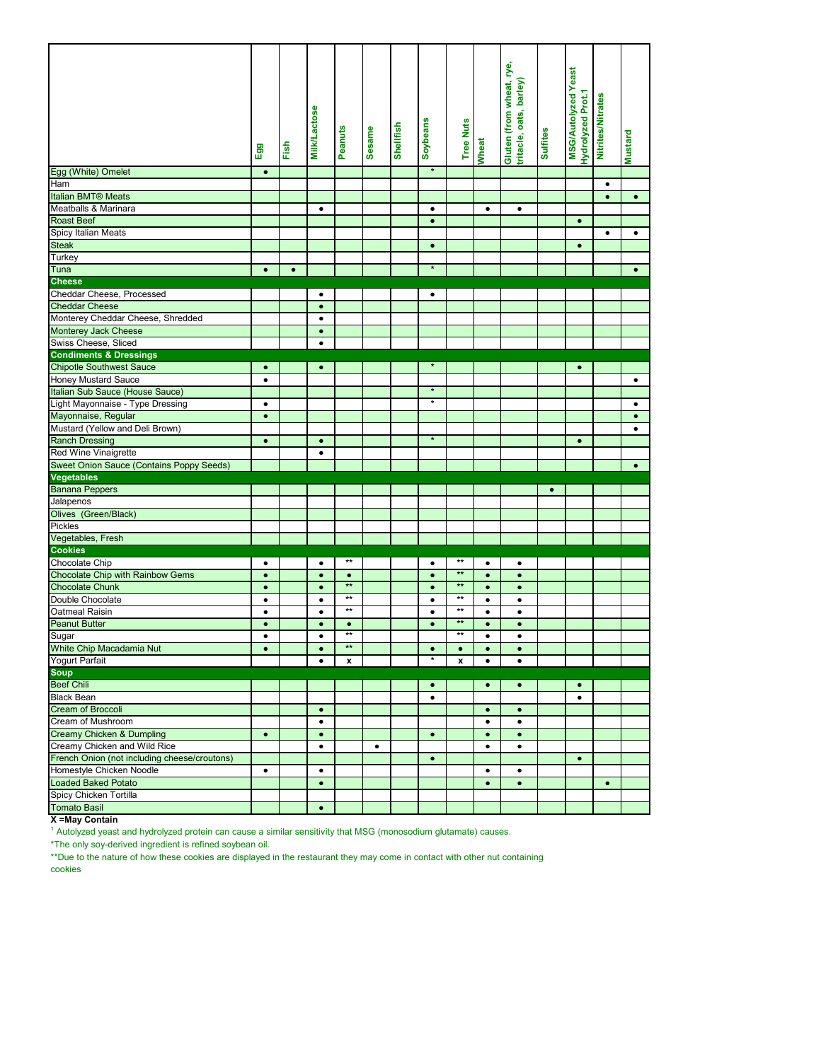| | Egg | Fish | Milk/Lactose | Peanuts | Sesame | Shellfish | Soybeans | Tree Nuts | Wheat | Gluten (from wheat, rye, triticale, oats, barley) | Sulfites | MSG/Autolyzed Yeast Hydrolyzed Prot.[1] | Nitrites/Nitrates | Mustard |
|---|---|---|---|---|---|---|---|---|---|---|---|---|---|---|
| Egg (White) Omelet | • | | | | | | * | | | | | | | |
| Ham | | | | | | | | | | | | | • | |
| Italian BMT® Meats | | | | | | | | | | | | | • | • |
| Meatballs & Marinara | | | • | | | | • | | • | • | | | | |
| Roast Beef | | | | | | | • | | | | | • | | |
| Spicy Italian Meats | | | | | | | | | | | | | • | • |
| Steak | | | | | | | • | | | | | • | | |
| Turkey | | | | | | | | | | | | | | |
| Tuna | • | • | | | | | * | | | | | | | • |
| **Cheese** | | | | | | | | | | | | | | |
| Cheddar Cheese, Processed | | | • | | | | • | | | | | | | |
| Cheddar Cheese | | | • | | | | | | | | | | | |
| Monterey Cheddar Cheese, Shredded | | | • | | | | | | | | | | | |
| Monterey Jack Cheese | | | • | | | | | | | | | | | |
| Swiss Cheese, Sliced | | | • | | | | | | | | | | | |
| **Condiments & Dressings** | | | | | | | | | | | | | | |
| Chipotle Southwest Sauce | • | | • | | | | * | | | | | • | | |
| Honey Mustard Sauce | • | | | | | | | | | | | | | • |
| Italian Sub Sauce (House Sauce) | | | | | | | * | | | | | | | |
| Light Mayonnaise - Type Dressing | • | | | | | | * | | | | | | | • |
| Mayonnaise, Regular | • | | | | | | | | | | | | | • |
| Mustard (Yellow and Deli Brown) | | | | | | | | | | | | | | • |
| Ranch Dressing | • | | • | | | | * | | | | | • | | |
| Red Wine Vinaigrette | | | • | | | | | | | | | | | |
| Sweet Onion Sauce (Contains Poppy Seeds) | | | | | | | | | | | | | | • |
| **Vegetables** | | | | | | | | | | | | | | |
| Banana Peppers | | | | | | | | | | | • | | | |
| Jalapenos | | | | | | | | | | | | | | |
| Olives (Green/Black) | | | | | | | | | | | | | | |
| Pickles | | | | | | | | | | | | | | |
| Vegetables, Fresh | | | | | | | | | | | | | | |
| **Cookies** | | | | | | | | | | | | | | |
| Chocolate Chip | • | | • | ** | | | • | ** | • | • | | | | |
| Chocolate Chip with Rainbow Gems | • | | • | • | | | • | ** | • | • | | | | |
| Chocolate Chunk | • | | • | ** | | | • | ** | • | • | | | | |
| Double Chocolate | • | | • | ** | | | • | ** | • | • | | | | |
| Oatmeal Raisin | • | | • | ** | | | • | ** | • | • | | | | |
| Peanut Butter | • | | • | • | | | • | ** | • | • | | | | |
| Sugar | • | | • | ** | | | | ** | • | • | | | | |
| White Chip Macadamia Nut | • | | • | ** | | | • | • | • | • | | | | |
| Yogurt Parfait | | | • | x | | | * | x | • | • | | | | |
| **Soup** | | | | | | | | | | | | | | |
| Beef Chili | | | | | | | • | | • | • | | • | | |
| Black Bean | | | | | | | • | | | | | • | | |
| Cream of Broccoli | | | • | | | | | | • | • | | | | |
| Cream of Mushroom | | | • | | | | | | • | • | | | | |
| Creamy Chicken & Dumpling | • | | • | | | | • | | • | • | | | | |
| Creamy Chicken and Wild Rice | | | • | | • | | | | • | • | | | | |
| French Onion (not including cheese/croutons) | | | | | | | • | | | | | • | | |
| Homestyle Chicken Noodle | • | | • | | | | | | • | • | | | | |
| Loaded Baked Potato | | | • | | | | | | • | • | | | • | |
| Spicy Chicken Tortilla | | | | | | | | | | | | | | |
| Tomato Basil | | | • | | | | | | | | | | | |

**X =May Contain**

[1] Autolyzed yeast and hydrolyzed protein can cause a similar sensitivity that MSG (monosodium glutamate) causes.

*The only soy-derived ingredient is refined soybean oil.

**Due to the nature of how these cookies are displayed in the restaurant they may come in contact with other nut containing cookies